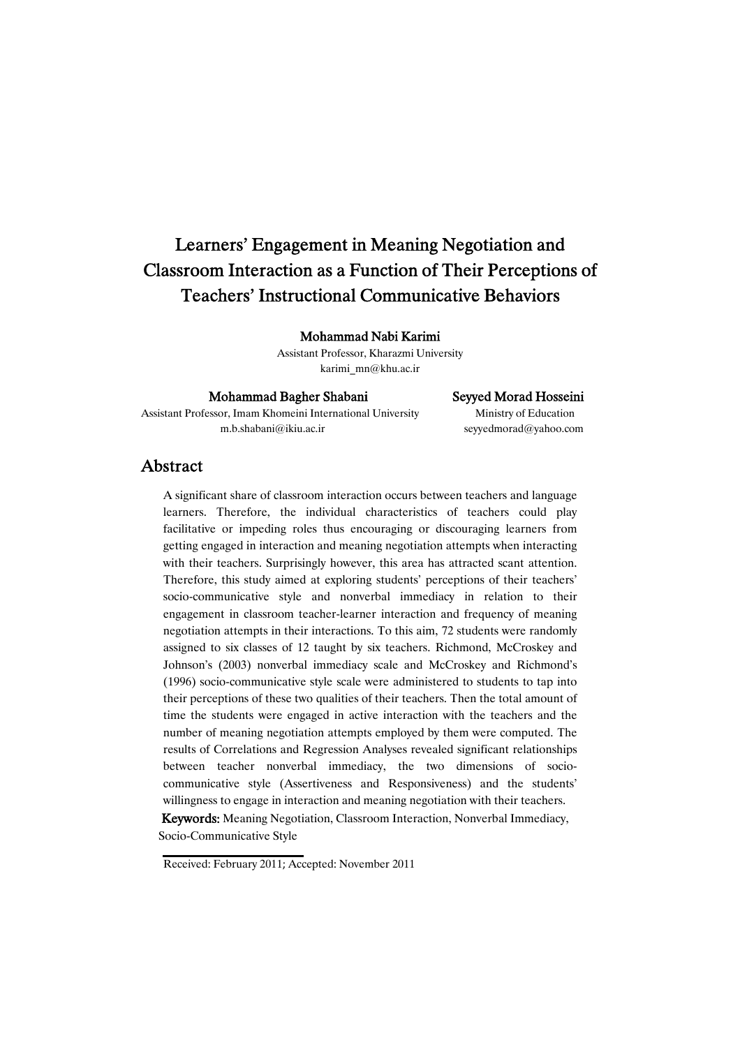# Learners' Engagement in Meaning Negotiation and Classroom Interaction as a Function of Their Perceptions of Teachers' Instructional Communicative Behaviors

**Mohammad Nabi Karimi**
Assistant Professor, Kharazmi University
karimi_mn@khu.ac.ir

**Mohammad Bagher Shabani**
Assistant Professor, Imam Khomeini International University
m.b.shabani@ikiu.ac.ir

**Seyyed Morad Hosseini**
Ministry of Education
seyyedmorad@yahoo.com

## Abstract

A significant share of classroom interaction occurs between teachers and language learners. Therefore, the individual characteristics of teachers could play facilitative or impeding roles thus encouraging or discouraging learners from getting engaged in interaction and meaning negotiation attempts when interacting with their teachers. Surprisingly however, this area has attracted scant attention. Therefore, this study aimed at exploring students' perceptions of their teachers' socio-communicative style and nonverbal immediacy in relation to their engagement in classroom teacher-learner interaction and frequency of meaning negotiation attempts in their interactions. To this aim, 72 students were randomly assigned to six classes of 12 taught by six teachers. Richmond, McCroskey and Johnson's (2003) nonverbal immediacy scale and McCroskey and Richmond's (1996) socio-communicative style scale were administered to students to tap into their perceptions of these two qualities of their teachers. Then the total amount of time the students were engaged in active interaction with the teachers and the number of meaning negotiation attempts employed by them were computed. The results of Correlations and Regression Analyses revealed significant relationships between teacher nonverbal immediacy, the two dimensions of socio-communicative style (Assertiveness and Responsiveness) and the students' willingness to engage in interaction and meaning negotiation with their teachers.

**Keywords:** Meaning Negotiation, Classroom Interaction, Nonverbal Immediacy, Socio-Communicative Style

Received: February 2011; Accepted: November 2011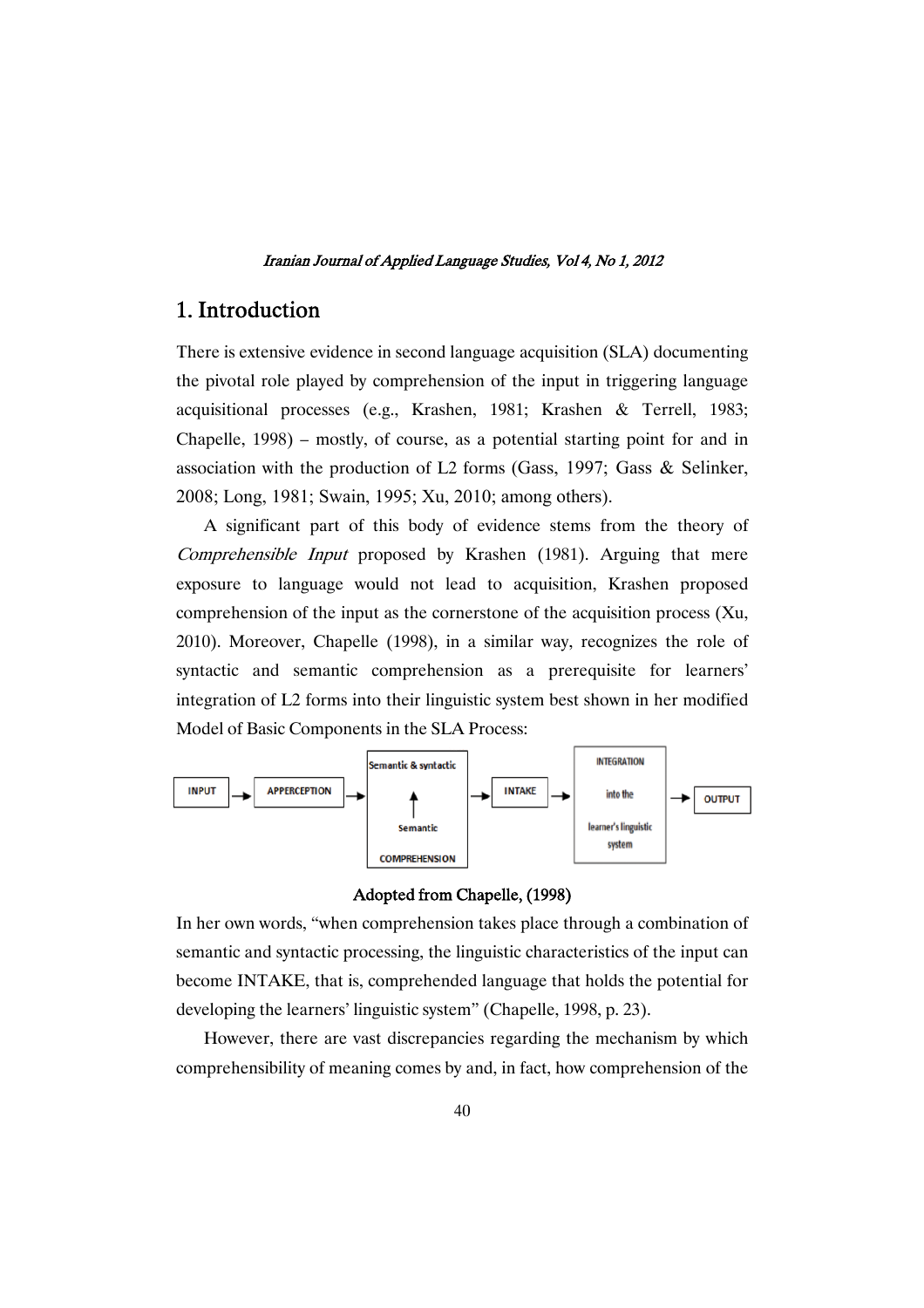# 1. Introduction

There is extensive evidence in second language acquisition (SLA) documenting the pivotal role played by comprehension of the input in triggering language acquisitional processes (e.g., Krashen, 1981; Krashen & Terrell, 1983; Chapelle, 1998) – mostly, of course, as a potential starting point for and in association with the production of L2 forms (Gass, 1997; Gass & Selinker, 2008; Long, 1981; Swain, 1995; Xu, 2010; among others).

A significant part of this body of evidence stems from the theory of *Comprehensible Input* proposed by Krashen (1981). Arguing that mere exposure to language would not lead to acquisition, Krashen proposed comprehension of the input as the cornerstone of the acquisition process (Xu, 2010). Moreover, Chapelle (1998), in a similar way, recognizes the role of syntactic and semantic comprehension as a prerequisite for learners' integration of L2 forms into their linguistic system best shown in her modified Model of Basic Components in the SLA Process:

INPUT → APPERCEPTION → [Semantic & syntactic ↑ Semantic COMPREHENSION] → INTAKE → [INTEGRATION into the learner's linguistic system] → OUTPUT

**Adopted from Chapelle, (1998)**

In her own words, "when comprehension takes place through a combination of semantic and syntactic processing, the linguistic characteristics of the input can become INTAKE, that is, comprehended language that holds the potential for developing the learners' linguistic system" (Chapelle, 1998, p. 23).

However, there are vast discrepancies regarding the mechanism by which comprehensibility of meaning comes by and, in fact, how comprehension of the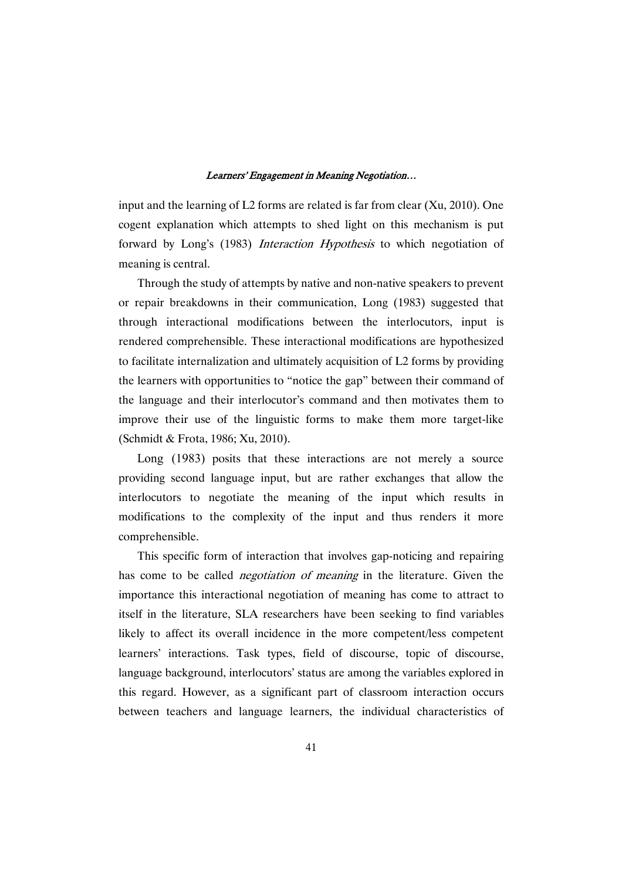input and the learning of L2 forms are related is far from clear (Xu, 2010). One cogent explanation which attempts to shed light on this mechanism is put forward by Long's (1983) *Interaction Hypothesis* to which negotiation of meaning is central.

Through the study of attempts by native and non-native speakers to prevent or repair breakdowns in their communication, Long (1983) suggested that through interactional modifications between the interlocutors, input is rendered comprehensible. These interactional modifications are hypothesized to facilitate internalization and ultimately acquisition of L2 forms by providing the learners with opportunities to "notice the gap" between their command of the language and their interlocutor's command and then motivates them to improve their use of the linguistic forms to make them more target-like (Schmidt & Frota, 1986; Xu, 2010).

Long (1983) posits that these interactions are not merely a source providing second language input, but are rather exchanges that allow the interlocutors to negotiate the meaning of the input which results in modifications to the complexity of the input and thus renders it more comprehensible.

This specific form of interaction that involves gap-noticing and repairing has come to be called *negotiation of meaning* in the literature. Given the importance this interactional negotiation of meaning has come to attract to itself in the literature, SLA researchers have been seeking to find variables likely to affect its overall incidence in the more competent/less competent learners' interactions. Task types, field of discourse, topic of discourse, language background, interlocutors' status are among the variables explored in this regard. However, as a significant part of classroom interaction occurs between teachers and language learners, the individual characteristics of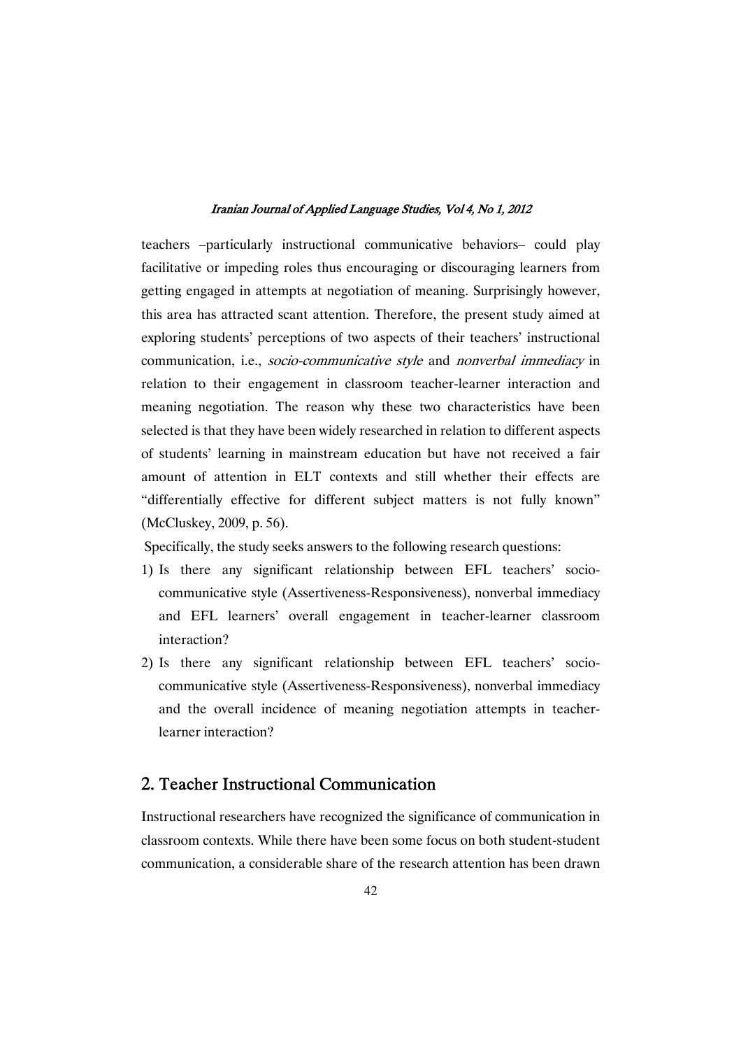teachers –particularly instructional communicative behaviors– could play facilitative or impeding roles thus encouraging or discouraging learners from getting engaged in attempts at negotiation of meaning. Surprisingly however, this area has attracted scant attention. Therefore, the present study aimed at exploring students' perceptions of two aspects of their teachers' instructional communication, i.e., *socio-communicative style* and *nonverbal immediacy* in relation to their engagement in classroom teacher-learner interaction and meaning negotiation. The reason why these two characteristics have been selected is that they have been widely researched in relation to different aspects of students' learning in mainstream education but have not received a fair amount of attention in ELT contexts and still whether their effects are "differentially effective for different subject matters is not fully known" (McCluskey, 2009, p. 56).

Specifically, the study seeks answers to the following research questions:

1) Is there any significant relationship between EFL teachers' socio-communicative style (Assertiveness-Responsiveness), nonverbal immediacy and EFL learners' overall engagement in teacher-learner classroom interaction?
2) Is there any significant relationship between EFL teachers' socio-communicative style (Assertiveness-Responsiveness), nonverbal immediacy and the overall incidence of meaning negotiation attempts in teacher-learner interaction?

## 2. Teacher Instructional Communication

Instructional researchers have recognized the significance of communication in classroom contexts. While there have been some focus on both student-student communication, a considerable share of the research attention has been drawn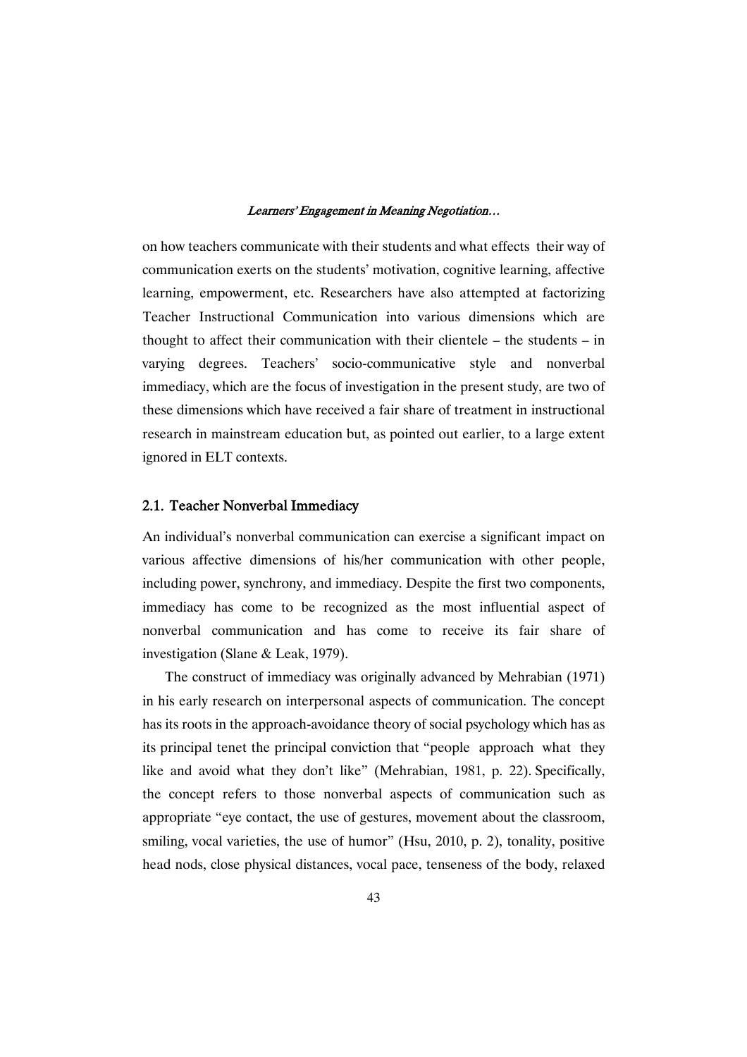on how teachers communicate with their students and what effects their way of communication exerts on the students' motivation, cognitive learning, affective learning, empowerment, etc. Researchers have also attempted at factorizing Teacher Instructional Communication into various dimensions which are thought to affect their communication with their clientele – the students – in varying degrees. Teachers' socio-communicative style and nonverbal immediacy, which are the focus of investigation in the present study, are two of these dimensions which have received a fair share of treatment in instructional research in mainstream education but, as pointed out earlier, to a large extent ignored in ELT contexts.

## 2.1. Teacher Nonverbal Immediacy

An individual's nonverbal communication can exercise a significant impact on various affective dimensions of his/her communication with other people, including power, synchrony, and immediacy. Despite the first two components, immediacy has come to be recognized as the most influential aspect of nonverbal communication and has come to receive its fair share of investigation (Slane & Leak, 1979).

The construct of immediacy was originally advanced by Mehrabian (1971) in his early research on interpersonal aspects of communication. The concept has its roots in the approach-avoidance theory of social psychology which has as its principal tenet the principal conviction that "people approach what they like and avoid what they don't like" (Mehrabian, 1981, p. 22). Specifically, the concept refers to those nonverbal aspects of communication such as appropriate "eye contact, the use of gestures, movement about the classroom, smiling, vocal varieties, the use of humor" (Hsu, 2010, p. 2), tonality, positive head nods, close physical distances, vocal pace, tenseness of the body, relaxed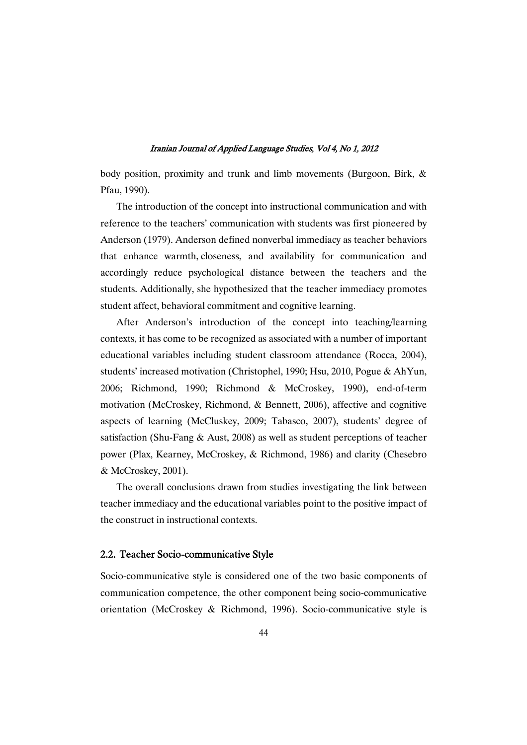body position, proximity and trunk and limb movements (Burgoon, Birk, & Pfau, 1990).

The introduction of the concept into instructional communication and with reference to the teachers' communication with students was first pioneered by Anderson (1979). Anderson defined nonverbal immediacy as teacher behaviors that enhance warmth, closeness, and availability for communication and accordingly reduce psychological distance between the teachers and the students. Additionally, she hypothesized that the teacher immediacy promotes student affect, behavioral commitment and cognitive learning.

After Anderson's introduction of the concept into teaching/learning contexts, it has come to be recognized as associated with a number of important educational variables including student classroom attendance (Rocca, 2004), students' increased motivation (Christophel, 1990; Hsu, 2010, Pogue & AhYun, 2006; Richmond, 1990; Richmond & McCroskey, 1990), end-of-term motivation (McCroskey, Richmond, & Bennett, 2006), affective and cognitive aspects of learning (McCluskey, 2009; Tabasco, 2007), students' degree of satisfaction (Shu-Fang & Aust, 2008) as well as student perceptions of teacher power (Plax, Kearney, McCroskey, & Richmond, 1986) and clarity (Chesebro & McCroskey, 2001).

The overall conclusions drawn from studies investigating the link between teacher immediacy and the educational variables point to the positive impact of the construct in instructional contexts.

### 2.2. Teacher Socio-communicative Style

Socio-communicative style is considered one of the two basic components of communication competence, the other component being socio-communicative orientation (McCroskey & Richmond, 1996). Socio-communicative style is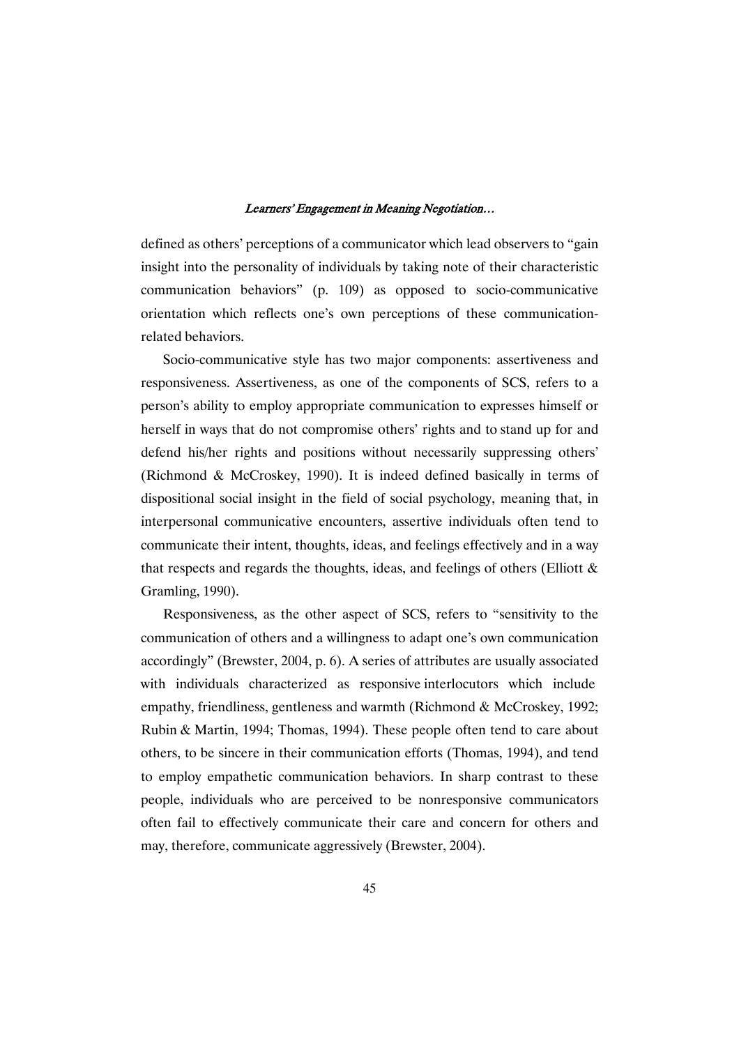defined as others' perceptions of a communicator which lead observers to "gain insight into the personality of individuals by taking note of their characteristic communication behaviors" (p. 109) as opposed to socio-communicative orientation which reflects one's own perceptions of these communication-related behaviors.

Socio-communicative style has two major components: assertiveness and responsiveness. Assertiveness, as one of the components of SCS, refers to a person's ability to employ appropriate communication to expresses himself or herself in ways that do not compromise others' rights and to stand up for and defend his/her rights and positions without necessarily suppressing others' (Richmond & McCroskey, 1990). It is indeed defined basically in terms of dispositional social insight in the field of social psychology, meaning that, in interpersonal communicative encounters, assertive individuals often tend to communicate their intent, thoughts, ideas, and feelings effectively and in a way that respects and regards the thoughts, ideas, and feelings of others (Elliott & Gramling, 1990).

Responsiveness, as the other aspect of SCS, refers to "sensitivity to the communication of others and a willingness to adapt one's own communication accordingly" (Brewster, 2004, p. 6). A series of attributes are usually associated with individuals characterized as responsive interlocutors which include empathy, friendliness, gentleness and warmth (Richmond & McCroskey, 1992; Rubin & Martin, 1994; Thomas, 1994). These people often tend to care about others, to be sincere in their communication efforts (Thomas, 1994), and tend to employ empathetic communication behaviors. In sharp contrast to these people, individuals who are perceived to be nonresponsive communicators often fail to effectively communicate their care and concern for others and may, therefore, communicate aggressively (Brewster, 2004).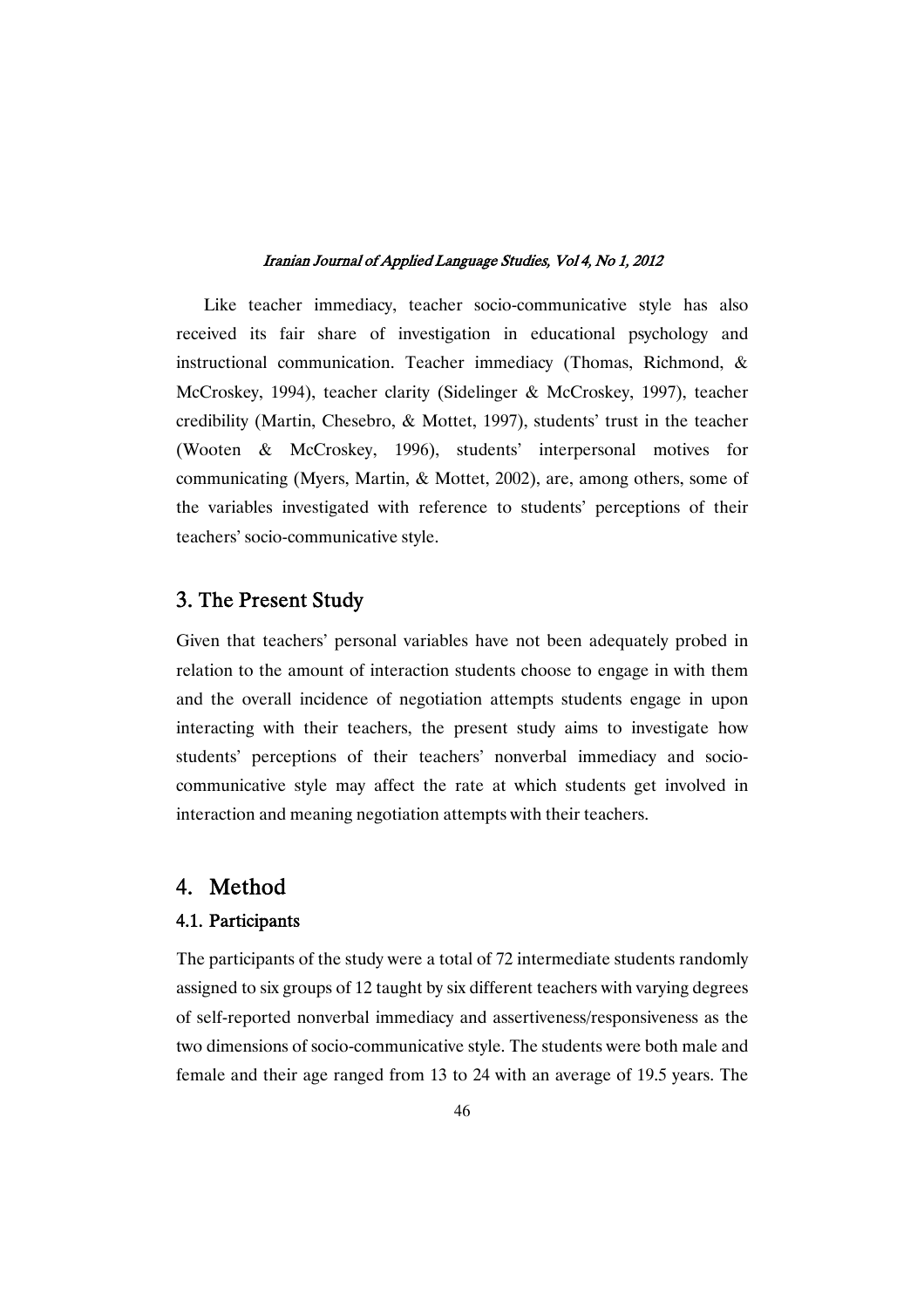Like teacher immediacy, teacher socio-communicative style has also received its fair share of investigation in educational psychology and instructional communication. Teacher immediacy (Thomas, Richmond, & McCroskey, 1994), teacher clarity (Sidelinger & McCroskey, 1997), teacher credibility (Martin, Chesebro, & Mottet, 1997), students' trust in the teacher (Wooten & McCroskey, 1996), students' interpersonal motives for communicating (Myers, Martin, & Mottet, 2002), are, among others, some of the variables investigated with reference to students' perceptions of their teachers' socio-communicative style.

## 3. The Present Study

Given that teachers' personal variables have not been adequately probed in relation to the amount of interaction students choose to engage in with them and the overall incidence of negotiation attempts students engage in upon interacting with their teachers, the present study aims to investigate how students' perceptions of their teachers' nonverbal immediacy and socio-communicative style may affect the rate at which students get involved in interaction and meaning negotiation attempts with their teachers.

## 4. Method

### 4.1. Participants

The participants of the study were a total of 72 intermediate students randomly assigned to six groups of 12 taught by six different teachers with varying degrees of self-reported nonverbal immediacy and assertiveness/responsiveness as the two dimensions of socio-communicative style. The students were both male and female and their age ranged from 13 to 24 with an average of 19.5 years. The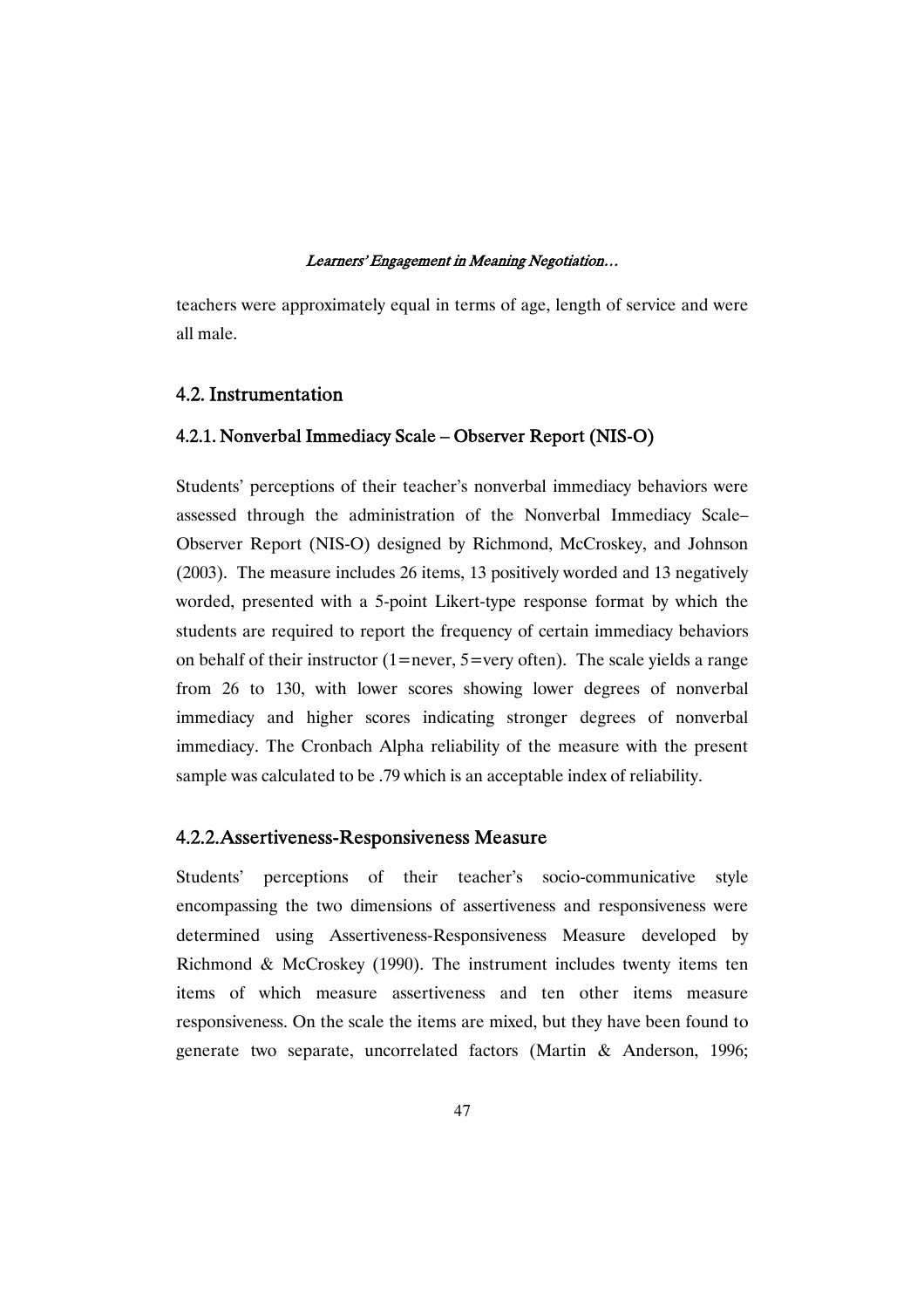teachers were approximately equal in terms of age, length of service and were all male.

## 4.2. Instrumentation

### 4.2.1. Nonverbal Immediacy Scale – Observer Report (NIS-O)

Students' perceptions of their teacher's nonverbal immediacy behaviors were assessed through the administration of the Nonverbal Immediacy Scale–Observer Report (NIS-O) designed by Richmond, McCroskey, and Johnson (2003). The measure includes 26 items, 13 positively worded and 13 negatively worded, presented with a 5-point Likert-type response format by which the students are required to report the frequency of certain immediacy behaviors on behalf of their instructor (1=never, 5=very often). The scale yields a range from 26 to 130, with lower scores showing lower degrees of nonverbal immediacy and higher scores indicating stronger degrees of nonverbal immediacy. The Cronbach Alpha reliability of the measure with the present sample was calculated to be .79 which is an acceptable index of reliability.

### 4.2.2. Assertiveness-Responsiveness Measure

Students' perceptions of their teacher's socio-communicative style encompassing the two dimensions of assertiveness and responsiveness were determined using Assertiveness-Responsiveness Measure developed by Richmond & McCroskey (1990). The instrument includes twenty items ten items of which measure assertiveness and ten other items measure responsiveness. On the scale the items are mixed, but they have been found to generate two separate, uncorrelated factors (Martin & Anderson, 1996;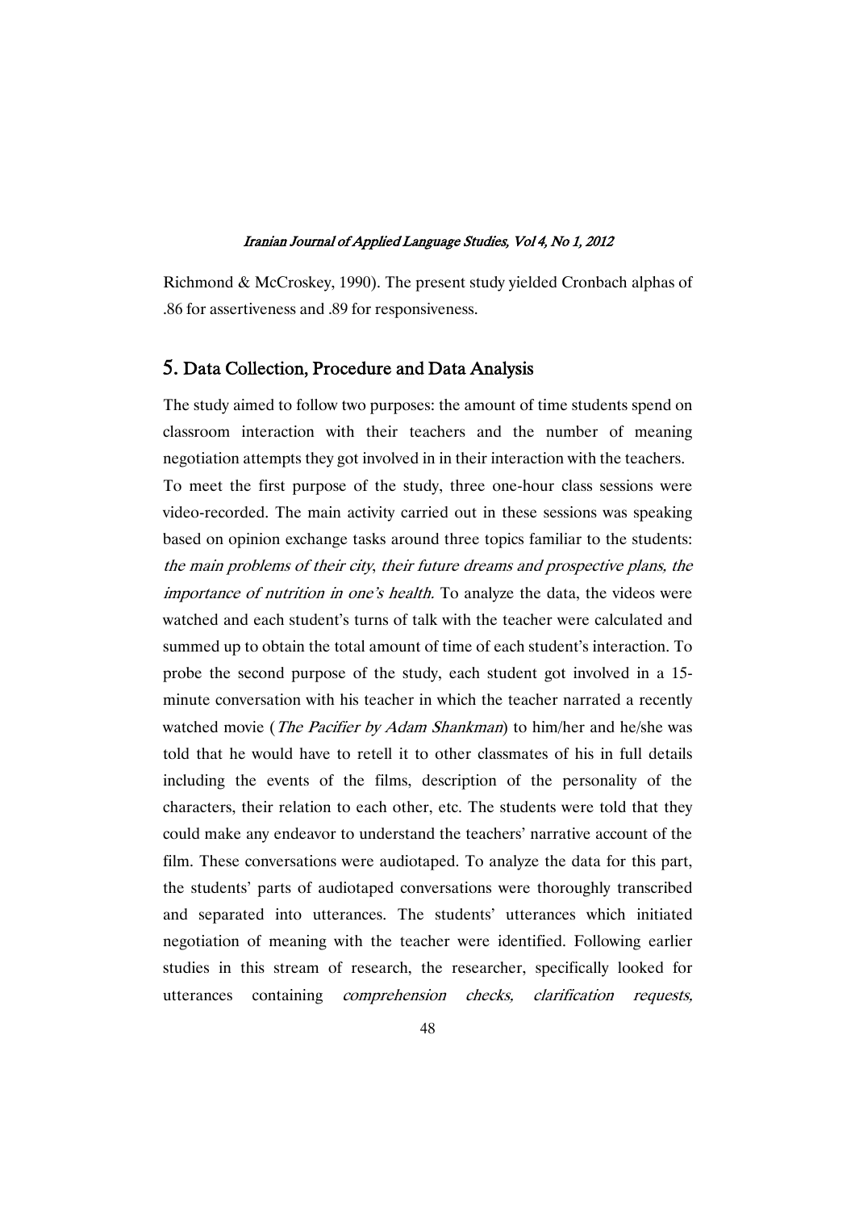Richmond & McCroskey, 1990). The present study yielded Cronbach alphas of .86 for assertiveness and .89 for responsiveness.

## 5. Data Collection, Procedure and Data Analysis

The study aimed to follow two purposes: the amount of time students spend on classroom interaction with their teachers and the number of meaning negotiation attempts they got involved in in their interaction with the teachers.

To meet the first purpose of the study, three one-hour class sessions were video-recorded. The main activity carried out in these sessions was speaking based on opinion exchange tasks around three topics familiar to the students: *the main problems of their city*, *their future dreams and prospective plans, the importance of nutrition in one's health.* To analyze the data, the videos were watched and each student's turns of talk with the teacher were calculated and summed up to obtain the total amount of time of each student's interaction. To probe the second purpose of the study, each student got involved in a 15-minute conversation with his teacher in which the teacher narrated a recently watched movie (*The Pacifier by Adam Shankman*) to him/her and he/she was told that he would have to retell it to other classmates of his in full details including the events of the films, description of the personality of the characters, their relation to each other, etc. The students were told that they could make any endeavor to understand the teachers' narrative account of the film. These conversations were audiotaped. To analyze the data for this part, the students' parts of audiotaped conversations were thoroughly transcribed and separated into utterances. The students' utterances which initiated negotiation of meaning with the teacher were identified. Following earlier studies in this stream of research, the researcher, specifically looked for utterances containing *comprehension checks, clarification requests,*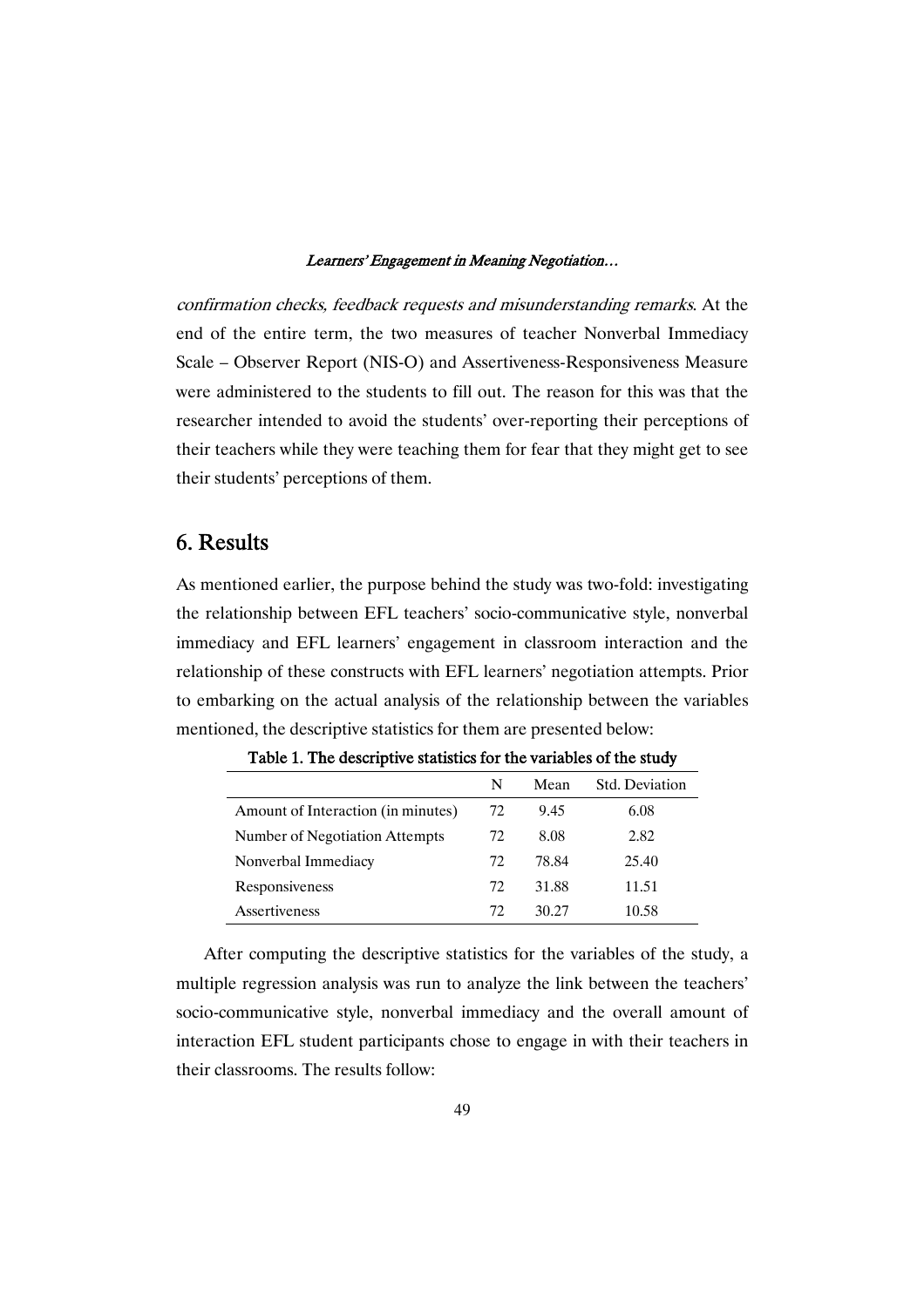*confirmation checks, feedback requests and misunderstanding remarks*. At the end of the entire term, the two measures of teacher Nonverbal Immediacy Scale – Observer Report (NIS-O) and Assertiveness-Responsiveness Measure were administered to the students to fill out. The reason for this was that the researcher intended to avoid the students' over-reporting their perceptions of their teachers while they were teaching them for fear that they might get to see their students' perceptions of them.

## 6. Results

As mentioned earlier, the purpose behind the study was two-fold: investigating the relationship between EFL teachers' socio-communicative style, nonverbal immediacy and EFL learners' engagement in classroom interaction and the relationship of these constructs with EFL learners' negotiation attempts. Prior to embarking on the actual analysis of the relationship between the variables mentioned, the descriptive statistics for them are presented below:

**Table 1. The descriptive statistics for the variables of the study**

| | N | Mean | Std. Deviation |
|---|---|---|---|
| Amount of Interaction (in minutes) | 72 | 9.45 | 6.08 |
| Number of Negotiation Attempts | 72 | 8.08 | 2.82 |
| Nonverbal Immediacy | 72 | 78.84 | 25.40 |
| Responsiveness | 72 | 31.88 | 11.51 |
| Assertiveness | 72 | 30.27 | 10.58 |

After computing the descriptive statistics for the variables of the study, a multiple regression analysis was run to analyze the link between the teachers' socio-communicative style, nonverbal immediacy and the overall amount of interaction EFL student participants chose to engage in with their teachers in their classrooms. The results follow: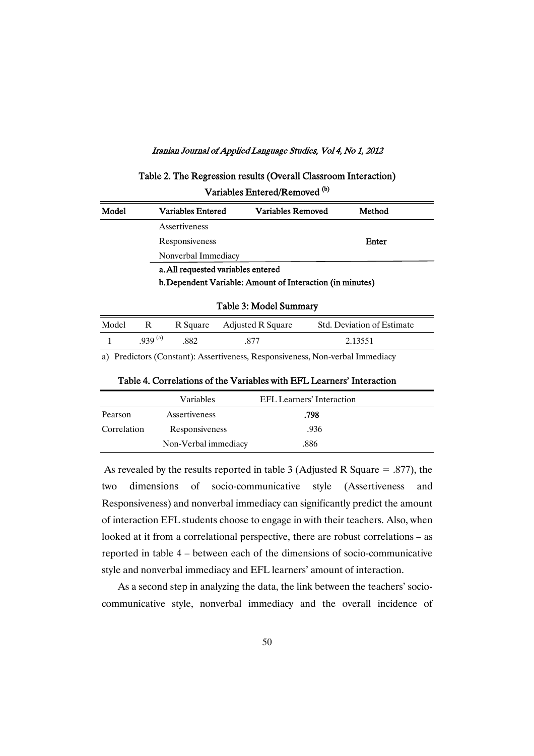**Table 2. The Regression results (Overall Classroom Interaction)**

**Variables Entered/Removed [(b)]**

| Model | Variables Entered | Variables Removed | Method |
|---|---|---|---|
| | Assertiveness<br>Responsiveness<br>Nonverbal Immediacy | | Enter |

a. All requested variables entered

b. Dependent Variable: Amount of Interaction (in minutes)

**Table 3: Model Summary**

| Model | R | R Square | Adjusted R Square | Std. Deviation of Estimate |
|---|---|---|---|---|
| 1 | .939 [(a)] | .882 | .877 | 2.13551 |

a) Predictors (Constant): Assertiveness, Responsiveness, Non-verbal Immediacy

**Table 4. Correlations of the Variables with EFL Learners' Interaction**

| | Variables | EFL Learners' Interaction |
|---|---|---|
| Pearson Correlation | Assertiveness | **.798** |
| | Responsiveness | .936 |
| | Non-Verbal immediacy | .886 |

As revealed by the results reported in table 3 (Adjusted R Square = .877), the two dimensions of socio-communicative style (Assertiveness and Responsiveness) and nonverbal immediacy can significantly predict the amount of interaction EFL students choose to engage in with their teachers. Also, when looked at it from a correlational perspective, there are robust correlations – as reported in table 4 – between each of the dimensions of socio-communicative style and nonverbal immediacy and EFL learners' amount of interaction.

As a second step in analyzing the data, the link between the teachers' socio-communicative style, nonverbal immediacy and the overall incidence of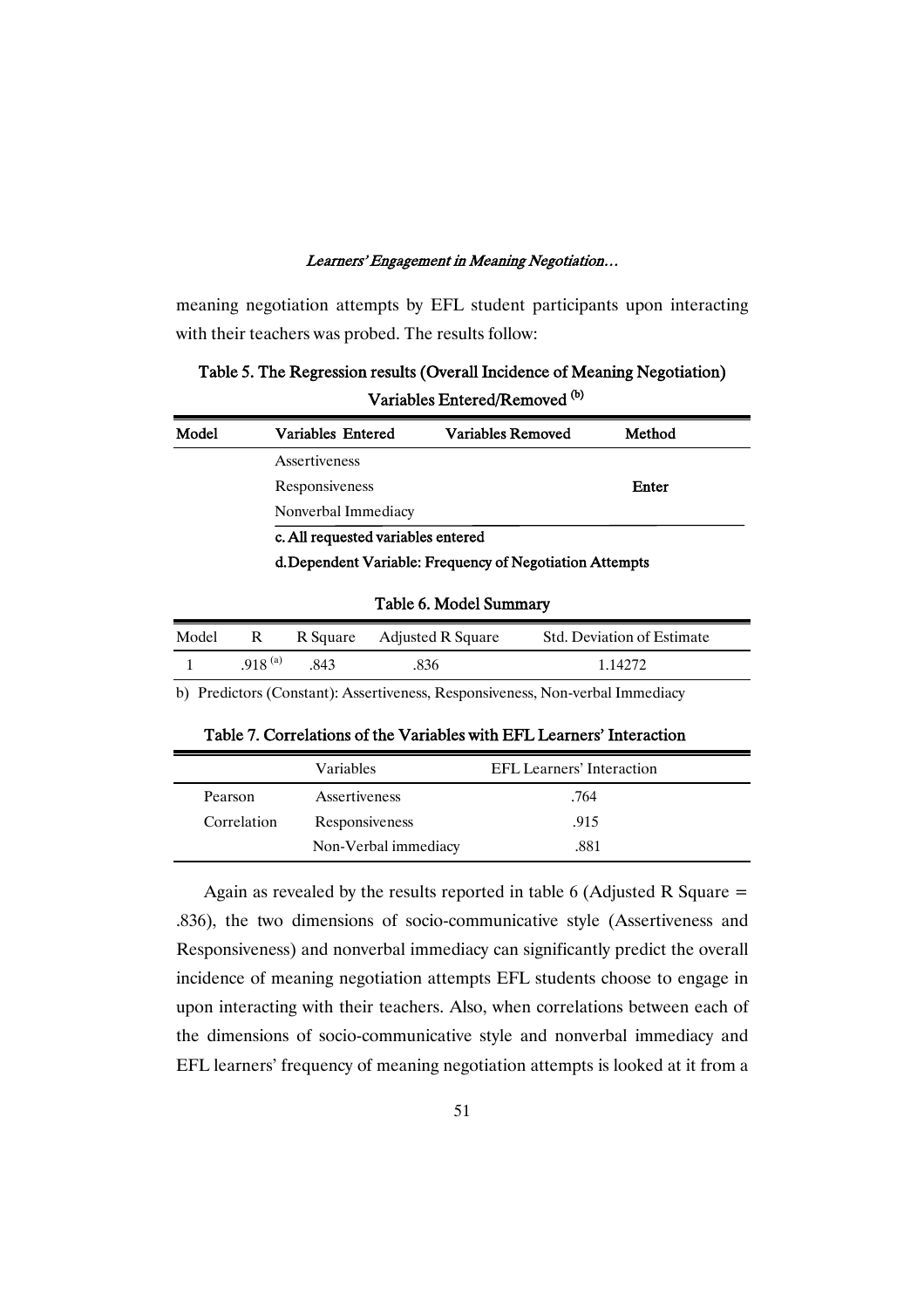meaning negotiation attempts by EFL student participants upon interacting with their teachers was probed. The results follow:

**Table 5. The Regression results (Overall Incidence of Meaning Negotiation) Variables Entered/Removed (b)**

| Model | Variables Entered | Variables Removed | Method |
|---|---|---|---|
| | Assertiveness | | |
| | Responsiveness | | **Enter** |
| | Nonverbal Immediacy | | |

**c. All requested variables entered**

**d. Dependent Variable: Frequency of Negotiation Attempts**

**Table 6. Model Summary**

| Model | R | R Square | Adjusted R Square | Std. Deviation of Estimate |
|---|---|---|---|---|
| 1 | .918 (a) | .843 | .836 | 1.14272 |

b) Predictors (Constant): Assertiveness, Responsiveness, Non-verbal Immediacy

**Table 7. Correlations of the Variables with EFL Learners' Interaction**

| | Variables | EFL Learners' Interaction |
|---|---|---|
| Pearson | Assertiveness | .764 |
| Correlation | Responsiveness | .915 |
| | Non-Verbal immediacy | .881 |

Again as revealed by the results reported in table 6 (Adjusted R Square = .836), the two dimensions of socio-communicative style (Assertiveness and Responsiveness) and nonverbal immediacy can significantly predict the overall incidence of meaning negotiation attempts EFL students choose to engage in upon interacting with their teachers. Also, when correlations between each of the dimensions of socio-communicative style and nonverbal immediacy and EFL learners' frequency of meaning negotiation attempts is looked at it from a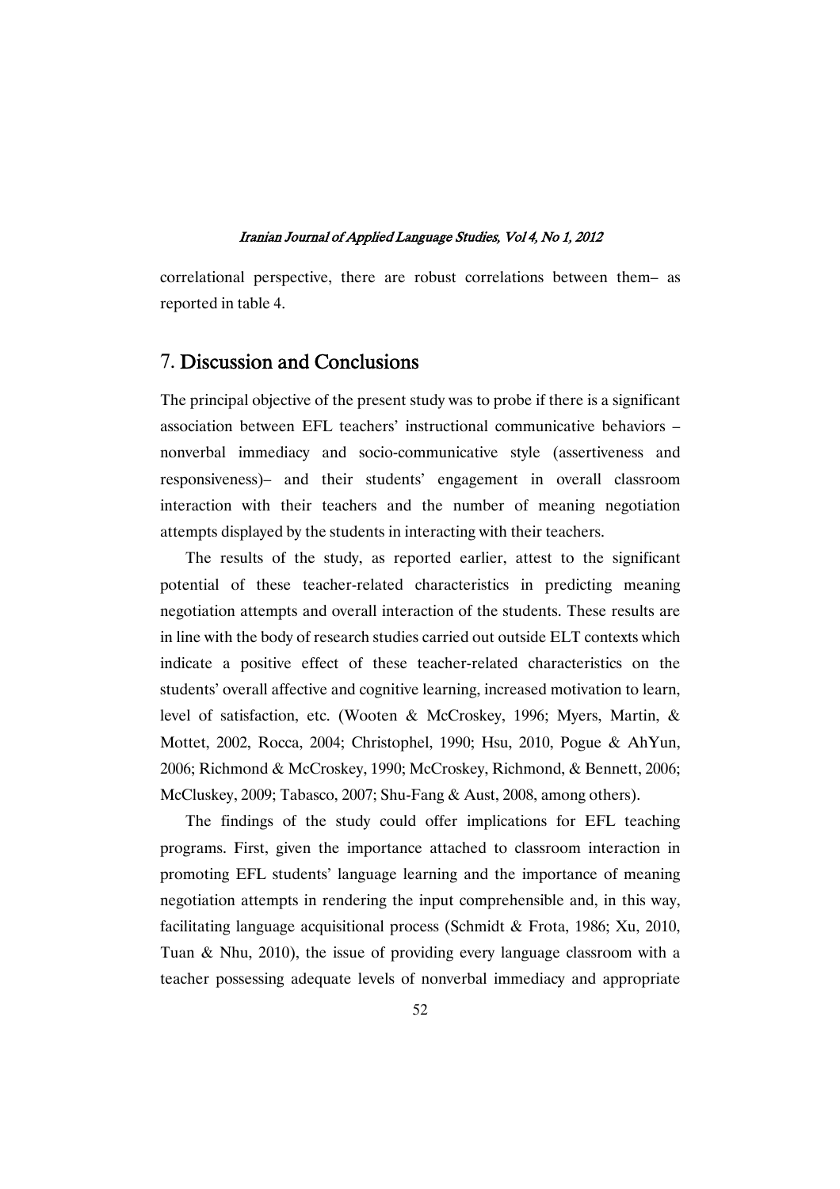correlational perspective, there are robust correlations between them– as reported in table 4.

## 7. Discussion and Conclusions

The principal objective of the present study was to probe if there is a significant association between EFL teachers' instructional communicative behaviors – nonverbal immediacy and socio-communicative style (assertiveness and responsiveness)– and their students' engagement in overall classroom interaction with their teachers and the number of meaning negotiation attempts displayed by the students in interacting with their teachers.

The results of the study, as reported earlier, attest to the significant potential of these teacher-related characteristics in predicting meaning negotiation attempts and overall interaction of the students. These results are in line with the body of research studies carried out outside ELT contexts which indicate a positive effect of these teacher-related characteristics on the students' overall affective and cognitive learning, increased motivation to learn, level of satisfaction, etc. (Wooten & McCroskey, 1996; Myers, Martin, & Mottet, 2002, Rocca, 2004; Christophel, 1990; Hsu, 2010, Pogue & AhYun, 2006; Richmond & McCroskey, 1990; McCroskey, Richmond, & Bennett, 2006; McCluskey, 2009; Tabasco, 2007; Shu-Fang & Aust, 2008, among others).

The findings of the study could offer implications for EFL teaching programs. First, given the importance attached to classroom interaction in promoting EFL students' language learning and the importance of meaning negotiation attempts in rendering the input comprehensible and, in this way, facilitating language acquisitional process (Schmidt & Frota, 1986; Xu, 2010, Tuan & Nhu, 2010), the issue of providing every language classroom with a teacher possessing adequate levels of nonverbal immediacy and appropriate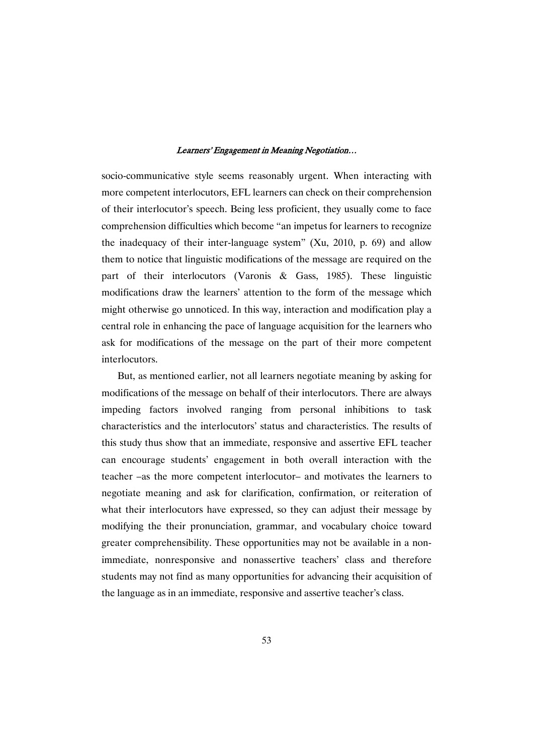socio-communicative style seems reasonably urgent. When interacting with more competent interlocutors, EFL learners can check on their comprehension of their interlocutor's speech. Being less proficient, they usually come to face comprehension difficulties which become "an impetus for learners to recognize the inadequacy of their inter-language system" (Xu, 2010, p. 69) and allow them to notice that linguistic modifications of the message are required on the part of their interlocutors (Varonis & Gass, 1985). These linguistic modifications draw the learners' attention to the form of the message which might otherwise go unnoticed. In this way, interaction and modification play a central role in enhancing the pace of language acquisition for the learners who ask for modifications of the message on the part of their more competent interlocutors.

But, as mentioned earlier, not all learners negotiate meaning by asking for modifications of the message on behalf of their interlocutors. There are always impeding factors involved ranging from personal inhibitions to task characteristics and the interlocutors' status and characteristics. The results of this study thus show that an immediate, responsive and assertive EFL teacher can encourage students' engagement in both overall interaction with the teacher –as the more competent interlocutor– and motivates the learners to negotiate meaning and ask for clarification, confirmation, or reiteration of what their interlocutors have expressed, so they can adjust their message by modifying the their pronunciation, grammar, and vocabulary choice toward greater comprehensibility. These opportunities may not be available in a non-immediate, nonresponsive and nonassertive teachers' class and therefore students may not find as many opportunities for advancing their acquisition of the language as in an immediate, responsive and assertive teacher's class.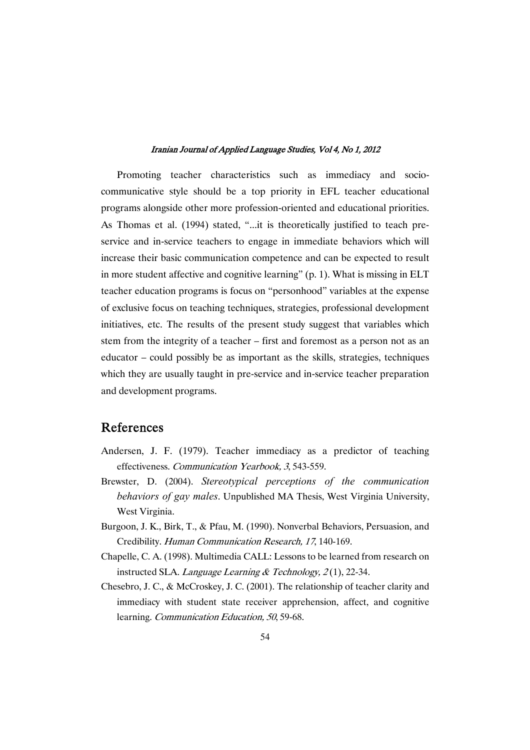Promoting teacher characteristics such as immediacy and socio-communicative style should be a top priority in EFL teacher educational programs alongside other more profession-oriented and educational priorities. As Thomas et al. (1994) stated, "...it is theoretically justified to teach pre-service and in-service teachers to engage in immediate behaviors which will increase their basic communication competence and can be expected to result in more student affective and cognitive learning" (p. 1). What is missing in ELT teacher education programs is focus on "personhood" variables at the expense of exclusive focus on teaching techniques, strategies, professional development initiatives, etc. The results of the present study suggest that variables which stem from the integrity of a teacher – first and foremost as a person not as an educator – could possibly be as important as the skills, strategies, techniques which they are usually taught in pre-service and in-service teacher preparation and development programs.

## References

Andersen, J. F. (1979). Teacher immediacy as a predictor of teaching effectiveness. *Communication Yearbook, 3*, 543-559.

Brewster, D. (2004). *Stereotypical perceptions of the communication behaviors of gay males*. Unpublished MA Thesis, West Virginia University, West Virginia.

Burgoon, J. K., Birk, T., & Pfau, M. (1990). Nonverbal Behaviors, Persuasion, and Credibility. *Human Communication Research, 17*, 140-169.

Chapelle, C. A. (1998). Multimedia CALL: Lessons to be learned from research on instructed SLA. *Language Learning & Technology, 2* (1), 22-34.

Chesebro, J. C., & McCroskey, J. C. (2001). The relationship of teacher clarity and immediacy with student state receiver apprehension, affect, and cognitive learning. *Communication Education, 50*, 59-68.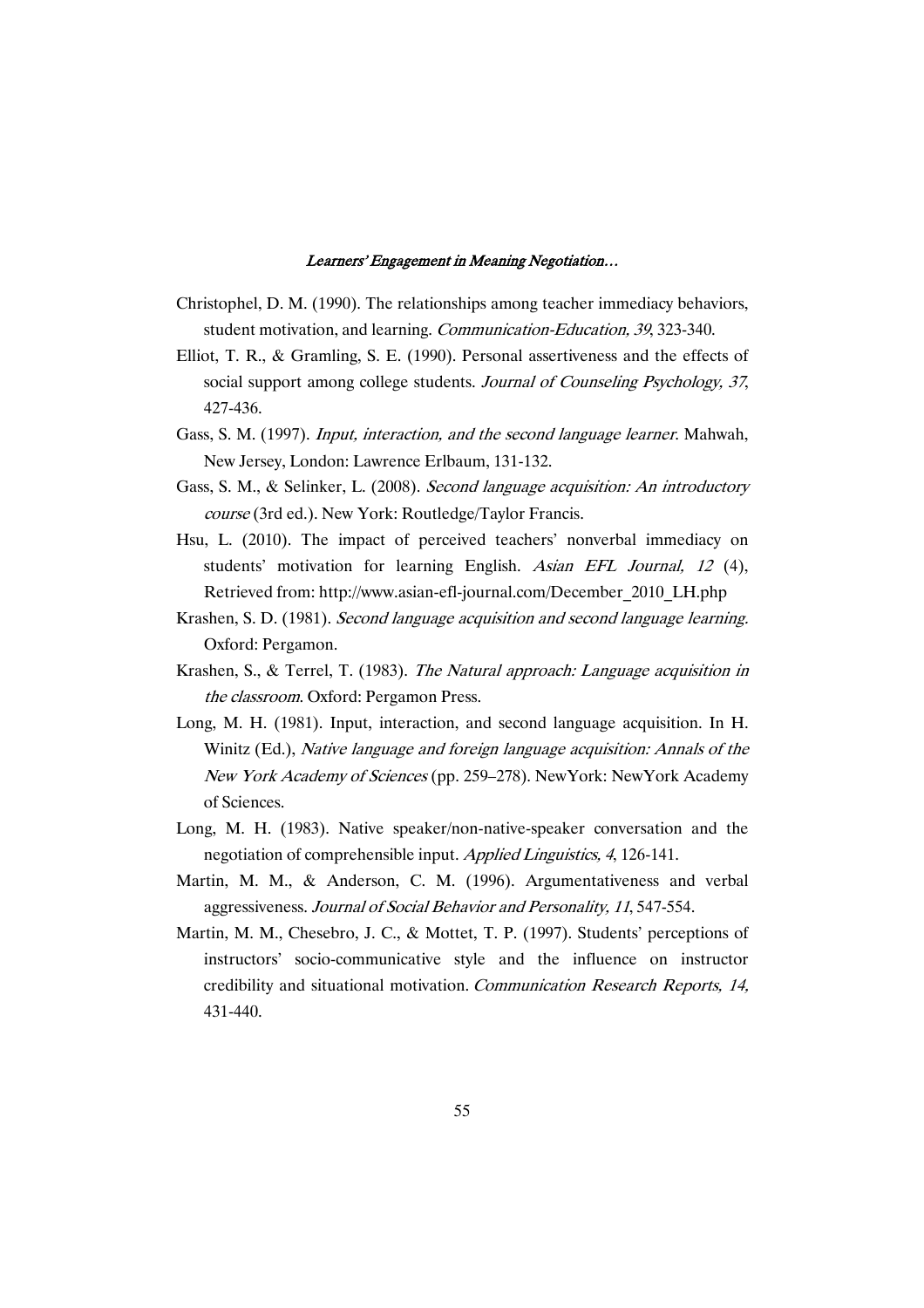Christophel, D. M. (1990). The relationships among teacher immediacy behaviors, student motivation, and learning. *Communication-Education, 39*, 323-340.

Elliot, T. R., & Gramling, S. E. (1990). Personal assertiveness and the effects of social support among college students. *Journal of Counseling Psychology, 37*, 427-436.

Gass, S. M. (1997). *Input, interaction, and the second language learner*. Mahwah, New Jersey, London: Lawrence Erlbaum, 131-132.

Gass, S. M., & Selinker, L. (2008). *Second language acquisition: An introductory course* (3rd ed.). New York: Routledge/Taylor Francis.

Hsu, L. (2010). The impact of perceived teachers' nonverbal immediacy on students' motivation for learning English. *Asian EFL Journal, 12* (4), Retrieved from: http://www.asian-efl-journal.com/December_2010_LH.php

Krashen, S. D. (1981). *Second language acquisition and second language learning*. Oxford: Pergamon.

Krashen, S., & Terrel, T. (1983). *The Natural approach: Language acquisition in the classroom*. Oxford: Pergamon Press.

Long, M. H. (1981). Input, interaction, and second language acquisition. In H. Winitz (Ed.), *Native language and foreign language acquisition: Annals of the New York Academy of Sciences* (pp. 259–278). NewYork: NewYork Academy of Sciences.

Long, M. H. (1983). Native speaker/non-native-speaker conversation and the negotiation of comprehensible input. *Applied Linguistics, 4*, 126-141.

Martin, M. M., & Anderson, C. M. (1996). Argumentativeness and verbal aggressiveness. *Journal of Social Behavior and Personality, 11*, 547-554.

Martin, M. M., Chesebro, J. C., & Mottet, T. P. (1997). Students' perceptions of instructors' socio-communicative style and the influence on instructor credibility and situational motivation. *Communication Research Reports, 14,* 431-440.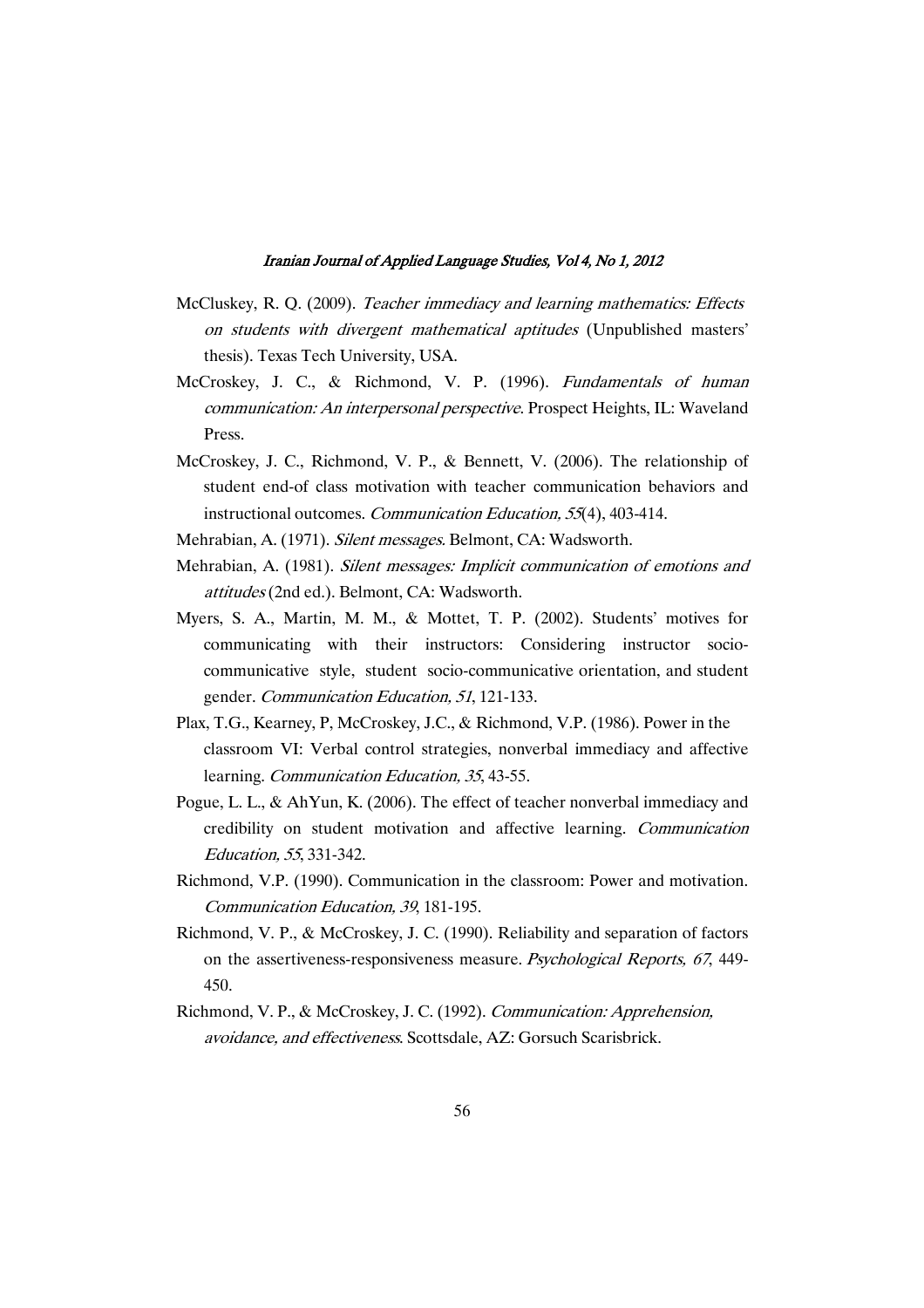McCluskey, R. Q. (2009). *Teacher immediacy and learning mathematics: Effects on students with divergent mathematical aptitudes* (Unpublished masters' thesis). Texas Tech University, USA.

McCroskey, J. C., & Richmond, V. P. (1996). *Fundamentals of human communication: An interpersonal perspective*. Prospect Heights, IL: Waveland Press.

McCroskey, J. C., Richmond, V. P., & Bennett, V. (2006). The relationship of student end-of class motivation with teacher communication behaviors and instructional outcomes. *Communication Education, 55*(4), 403-414.

Mehrabian, A. (1971). *Silent messages*. Belmont, CA: Wadsworth.

Mehrabian, A. (1981). *Silent messages: Implicit communication of emotions and attitudes* (2nd ed.). Belmont, CA: Wadsworth.

Myers, S. A., Martin, M. M., & Mottet, T. P. (2002). Students' motives for communicating with their instructors: Considering instructor socio-communicative style, student socio-communicative orientation, and student gender. *Communication Education, 51*, 121-133.

Plax, T.G., Kearney, P, McCroskey, J.C., & Richmond, V.P. (1986). Power in the classroom VI: Verbal control strategies, nonverbal immediacy and affective learning. *Communication Education, 35*, 43-55.

Pogue, L. L., & AhYun, K. (2006). The effect of teacher nonverbal immediacy and credibility on student motivation and affective learning. *Communication Education, 55*, 331-342.

Richmond, V.P. (1990). Communication in the classroom: Power and motivation. *Communication Education, 39*, 181-195.

Richmond, V. P., & McCroskey, J. C. (1990). Reliability and separation of factors on the assertiveness-responsiveness measure. *Psychological Reports, 67*, 449-450.

Richmond, V. P., & McCroskey, J. C. (1992). *Communication: Apprehension, avoidance, and effectiveness*. Scottsdale, AZ: Gorsuch Scarisbrick.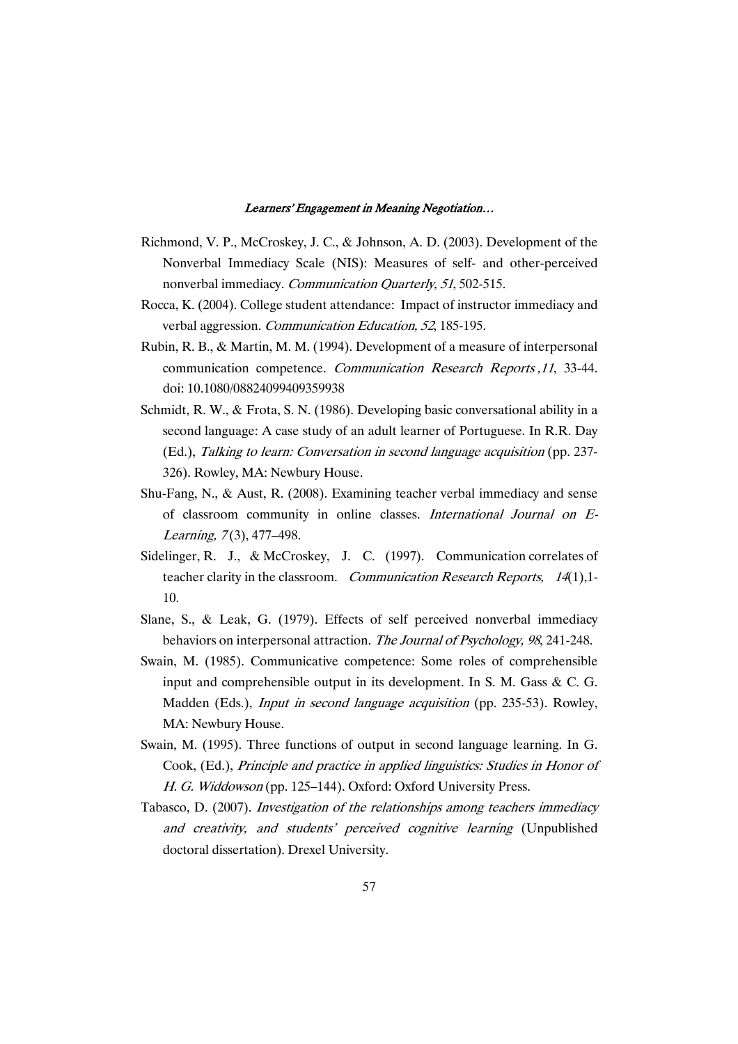Richmond, V. P., McCroskey, J. C., & Johnson, A. D. (2003). Development of the Nonverbal Immediacy Scale (NIS): Measures of self- and other-perceived nonverbal immediacy. *Communication Quarterly, 51*, 502-515.

Rocca, K. (2004). College student attendance: Impact of instructor immediacy and verbal aggression. *Communication Education, 52*, 185-195.

Rubin, R. B., & Martin, M. M. (1994). Development of a measure of interpersonal communication competence. *Communication Research Reports ,11*, 33-44. doi: 10.1080/08824099409359938

Schmidt, R. W., & Frota, S. N. (1986). Developing basic conversational ability in a second language: A case study of an adult learner of Portuguese. In R.R. Day (Ed.), *Talking to learn: Conversation in second language acquisition* (pp. 237-326). Rowley, MA: Newbury House.

Shu-Fang, N., & Aust, R. (2008). Examining teacher verbal immediacy and sense of classroom community in online classes. *International Journal on E-Learning, 7* (3), 477–498.

Sidelinger, R. J., & McCroskey, J. C. (1997). Communication correlates of teacher clarity in the classroom. *Communication Research Reports, 14*(1),1-10.

Slane, S., & Leak, G. (1979). Effects of self perceived nonverbal immediacy behaviors on interpersonal attraction. *The Journal of Psychology, 98*, 241-248.

Swain, M. (1985). Communicative competence: Some roles of comprehensible input and comprehensible output in its development. In S. M. Gass & C. G. Madden (Eds.), *Input in second language acquisition* (pp. 235-53). Rowley, MA: Newbury House.

Swain, M. (1995). Three functions of output in second language learning. In G. Cook, (Ed.), *Principle and practice in applied linguistics: Studies in Honor of H. G. Widdowson* (pp. 125–144). Oxford: Oxford University Press.

Tabasco, D. (2007). *Investigation of the relationships among teachers immediacy and creativity, and students' perceived cognitive learning* (Unpublished doctoral dissertation). Drexel University.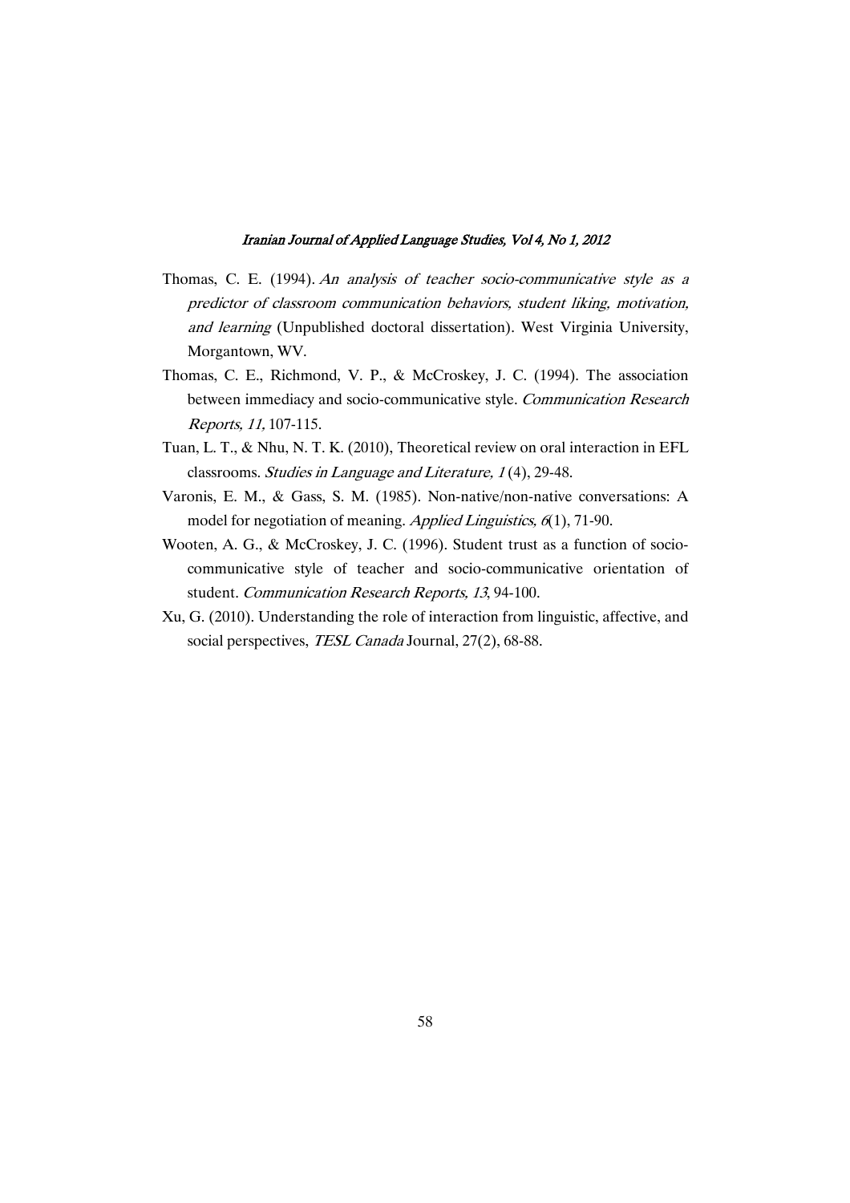Thomas, C. E. (1994). *An analysis of teacher socio-communicative style as a predictor of classroom communication behaviors, student liking, motivation, and learning* (Unpublished doctoral dissertation). West Virginia University, Morgantown, WV.

Thomas, C. E., Richmond, V. P., & McCroskey, J. C. (1994). The association between immediacy and socio-communicative style. *Communication Research Reports, 11,* 107-115.

Tuan, L. T., & Nhu, N. T. K. (2010), Theoretical review on oral interaction in EFL classrooms. *Studies in Language and Literature, 1* (4), 29-48.

Varonis, E. M., & Gass, S. M. (1985). Non-native/non-native conversations: A model for negotiation of meaning. *Applied Linguistics, 6*(1), 71-90.

Wooten, A. G., & McCroskey, J. C. (1996). Student trust as a function of socio-communicative style of teacher and socio-communicative orientation of student. *Communication Research Reports, 13*, 94-100.

Xu, G. (2010). Understanding the role of interaction from linguistic, affective, and social perspectives, *TESL Canada* Journal, 27(2), 68-88.